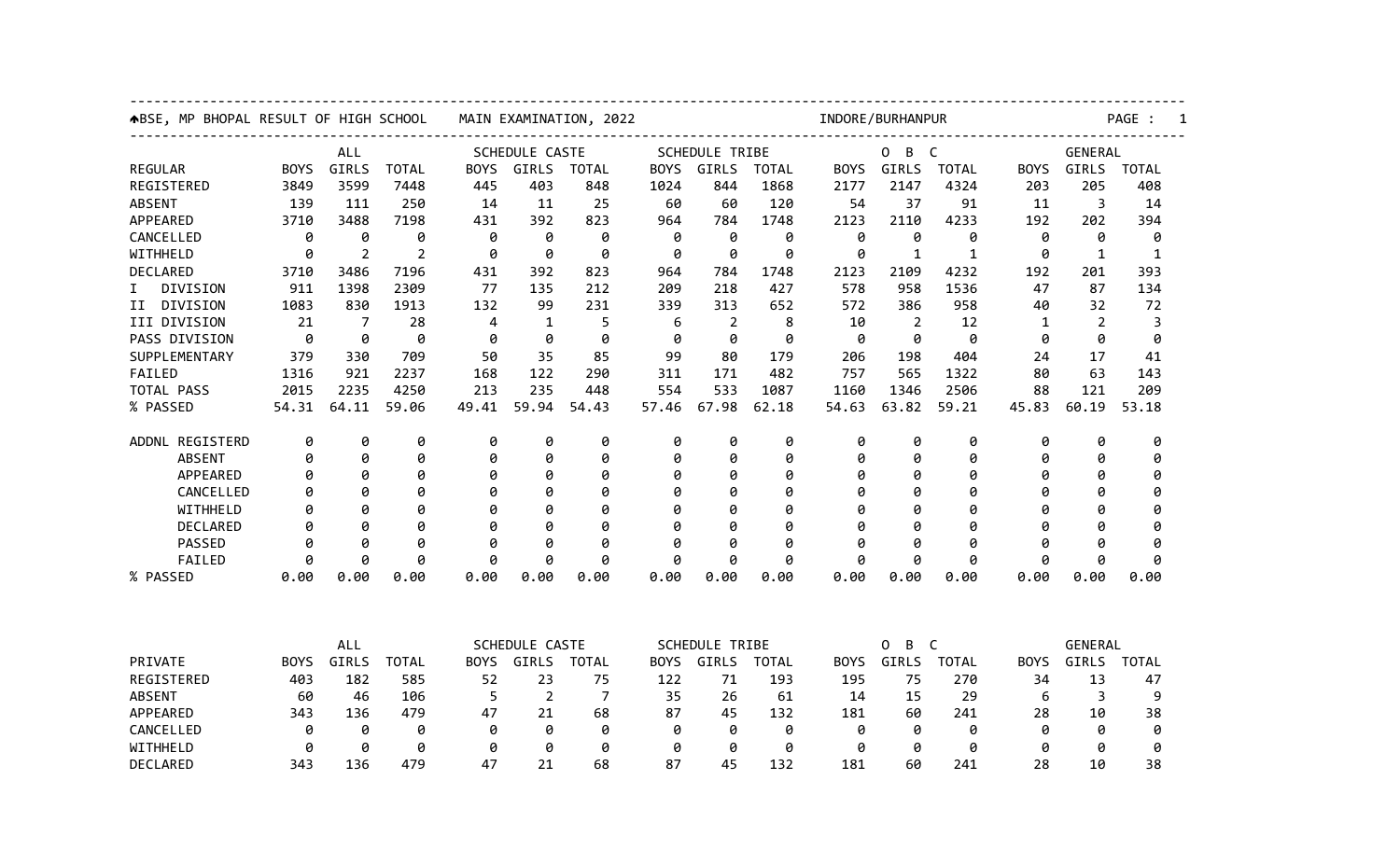BSE, MP BHOPAL RESULT OF HIGH SCHOOL MAIN EXAMINATION, 2022 INDORE/BURHANPUR

| | ALL | | | SCHEDULE CASTE | | | SCHEDULE TRIBE | | | O B C | | | GENERAL | | |
|---|---|---|---|---|---|---|---|---|---|---|---|---|---|---|---|
| REGULAR | BOYS | GIRLS | TOTAL | BOYS | GIRLS | TOTAL | BOYS | GIRLS | TOTAL | BOYS | GIRLS | TOTAL | BOYS | GIRLS | TOTAL |
| REGISTERED | 3849 | 3599 | 7448 | 445 | 403 | 848 | 1024 | 844 | 1868 | 2177 | 2147 | 4324 | 203 | 205 | 408 |
| ABSENT | 139 | 111 | 250 | 14 | 11 | 25 | 60 | 60 | 120 | 54 | 37 | 91 | 11 | 3 | 14 |
| APPEARED | 3710 | 3488 | 7198 | 431 | 392 | 823 | 964 | 784 | 1748 | 2123 | 2110 | 4233 | 192 | 202 | 394 |
| CANCELLED | 0 | 0 | 0 | 0 | 0 | 0 | 0 | 0 | 0 | 0 | 0 | 0 | 0 | 0 | 0 |
| WITHHELD | 0 | 2 | 2 | 0 | 0 | 0 | 0 | 0 | 0 | 0 | 1 | 1 | 0 | 1 | 1 |
| DECLARED | 3710 | 3486 | 7196 | 431 | 392 | 823 | 964 | 784 | 1748 | 2123 | 2109 | 4232 | 192 | 201 | 393 |
| I DIVISION | 911 | 1398 | 2309 | 77 | 135 | 212 | 209 | 218 | 427 | 578 | 958 | 1536 | 47 | 87 | 134 |
| II DIVISION | 1083 | 830 | 1913 | 132 | 99 | 231 | 339 | 313 | 652 | 572 | 386 | 958 | 40 | 32 | 72 |
| III DIVISION | 21 | 7 | 28 | 4 | 1 | 5 | 6 | 2 | 8 | 10 | 2 | 12 | 1 | 2 | 3 |
| PASS DIVISION | 0 | 0 | 0 | 0 | 0 | 0 | 0 | 0 | 0 | 0 | 0 | 0 | 0 | 0 | 0 |
| SUPPLEMENTARY | 379 | 330 | 709 | 50 | 35 | 85 | 99 | 80 | 179 | 206 | 198 | 404 | 24 | 17 | 41 |
| FAILED | 1316 | 921 | 2237 | 168 | 122 | 290 | 311 | 171 | 482 | 757 | 565 | 1322 | 80 | 63 | 143 |
| TOTAL PASS | 2015 | 2235 | 4250 | 213 | 235 | 448 | 554 | 533 | 1087 | 1160 | 1346 | 2506 | 88 | 121 | 209 |
| % PASSED | 54.31 | 64.11 | 59.06 | 49.41 | 59.94 | 54.43 | 57.46 | 67.98 | 62.18 | 54.63 | 63.82 | 59.21 | 45.83 | 60.19 | 53.18 |
| ADDNL REGISTERD | 0 | 0 | 0 | 0 | 0 | 0 | 0 | 0 | 0 | 0 | 0 | 0 | 0 | 0 | 0 |
| ABSENT | 0 | 0 | 0 | 0 | 0 | 0 | 0 | 0 | 0 | 0 | 0 | 0 | 0 | 0 | 0 |
| APPEARED | 0 | 0 | 0 | 0 | 0 | 0 | 0 | 0 | 0 | 0 | 0 | 0 | 0 | 0 | 0 |
| CANCELLED | 0 | 0 | 0 | 0 | 0 | 0 | 0 | 0 | 0 | 0 | 0 | 0 | 0 | 0 | 0 |
| WITHHELD | 0 | 0 | 0 | 0 | 0 | 0 | 0 | 0 | 0 | 0 | 0 | 0 | 0 | 0 | 0 |
| DECLARED | 0 | 0 | 0 | 0 | 0 | 0 | 0 | 0 | 0 | 0 | 0 | 0 | 0 | 0 | 0 |
| PASSED | 0 | 0 | 0 | 0 | 0 | 0 | 0 | 0 | 0 | 0 | 0 | 0 | 0 | 0 | 0 |
| FAILED | 0 | 0 | 0 | 0 | 0 | 0 | 0 | 0 | 0 | 0 | 0 | 0 | 0 | 0 | 0 |
| % PASSED | 0.00 | 0.00 | 0.00 | 0.00 | 0.00 | 0.00 | 0.00 | 0.00 | 0.00 | 0.00 | 0.00 | 0.00 | 0.00 | 0.00 | 0.00 |

| | ALL | | | SCHEDULE CASTE | | | SCHEDULE TRIBE | | | O B C | | | GENERAL | | |
|---|---|---|---|---|---|---|---|---|---|---|---|---|---|---|---|
| PRIVATE | BOYS | GIRLS | TOTAL | BOYS | GIRLS | TOTAL | BOYS | GIRLS | TOTAL | BOYS | GIRLS | TOTAL | BOYS | GIRLS | TOTAL |
| REGISTERED | 403 | 182 | 585 | 52 | 23 | 75 | 122 | 71 | 193 | 195 | 75 | 270 | 34 | 13 | 47 |
| ABSENT | 60 | 46 | 106 | 5 | 2 | 7 | 35 | 26 | 61 | 14 | 15 | 29 | 6 | 3 | 9 |
| APPEARED | 343 | 136 | 479 | 47 | 21 | 68 | 87 | 45 | 132 | 181 | 60 | 241 | 28 | 10 | 38 |
| CANCELLED | 0 | 0 | 0 | 0 | 0 | 0 | 0 | 0 | 0 | 0 | 0 | 0 | 0 | 0 | 0 |
| WITHHELD | 0 | 0 | 0 | 0 | 0 | 0 | 0 | 0 | 0 | 0 | 0 | 0 | 0 | 0 | 0 |
| DECLARED | 343 | 136 | 479 | 47 | 21 | 68 | 87 | 45 | 132 | 181 | 60 | 241 | 28 | 10 | 38 |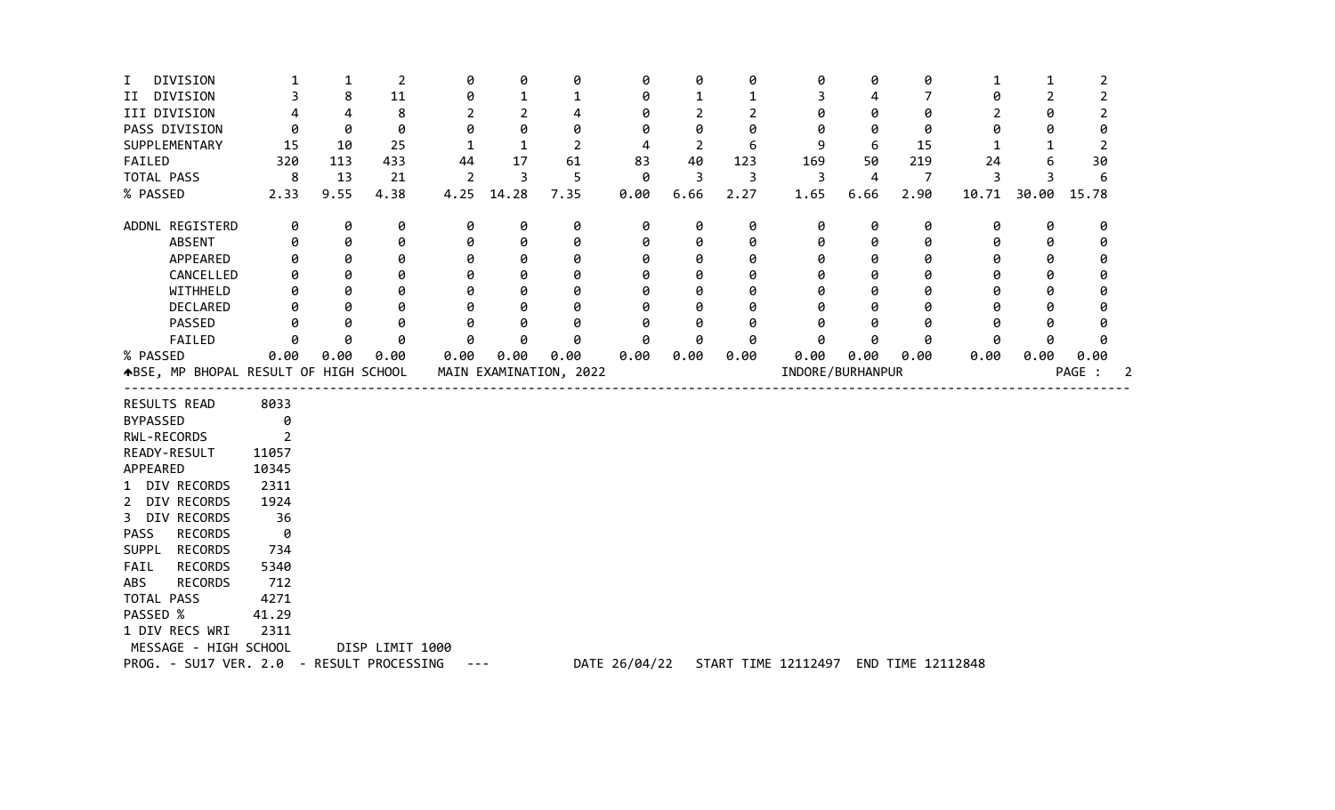| | | | | | | | | | | | | | | | |
|---|---|---|---|---|---|---|---|---|---|---|---|---|---|---|---|
| I DIVISION | 1 | 1 | 2 | 0 | 0 | 0 | 0 | 0 | 0 | 0 | 0 | 0 | 1 | 1 | 2 |
| II DIVISION | 3 | 8 | 11 | 0 | 1 | 1 | 0 | 1 | 1 | 3 | 4 | 7 | 0 | 2 | 2 |
| III DIVISION | 4 | 4 | 8 | 2 | 2 | 4 | 0 | 2 | 2 | 0 | 0 | 0 | 2 | 0 | 2 |
| PASS DIVISION | 0 | 0 | 0 | 0 | 0 | 0 | 0 | 0 | 0 | 0 | 0 | 0 | 0 | 0 | 0 |
| SUPPLEMENTARY | 15 | 10 | 25 | 1 | 1 | 2 | 4 | 2 | 6 | 9 | 6 | 15 | 1 | 1 | 2 |
| FAILED | 320 | 113 | 433 | 44 | 17 | 61 | 83 | 40 | 123 | 169 | 50 | 219 | 24 | 6 | 30 |
| TOTAL PASS | 8 | 13 | 21 | 2 | 3 | 5 | 0 | 3 | 3 | 3 | 4 | 7 | 3 | 3 | 6 |
| % PASSED | 2.33 | 9.55 | 4.38 | 4.25 | 14.28 | 7.35 | 0.00 | 6.66 | 2.27 | 1.65 | 6.66 | 2.90 | 10.71 | 30.00 | 15.78 |
| ADDNL REGISTERD | 0 | 0 | 0 | 0 | 0 | 0 | 0 | 0 | 0 | 0 | 0 | 0 | 0 | 0 | 0 |
| ABSENT | 0 | 0 | 0 | 0 | 0 | 0 | 0 | 0 | 0 | 0 | 0 | 0 | 0 | 0 | 0 |
| APPEARED | 0 | 0 | 0 | 0 | 0 | 0 | 0 | 0 | 0 | 0 | 0 | 0 | 0 | 0 | 0 |
| CANCELLED | 0 | 0 | 0 | 0 | 0 | 0 | 0 | 0 | 0 | 0 | 0 | 0 | 0 | 0 | 0 |
| WITHHELD | 0 | 0 | 0 | 0 | 0 | 0 | 0 | 0 | 0 | 0 | 0 | 0 | 0 | 0 | 0 |
| DECLARED | 0 | 0 | 0 | 0 | 0 | 0 | 0 | 0 | 0 | 0 | 0 | 0 | 0 | 0 | 0 |
| PASSED | 0 | 0 | 0 | 0 | 0 | 0 | 0 | 0 | 0 | 0 | 0 | 0 | 0 | 0 | 0 |
| FAILED | 0 | 0 | 0 | 0 | 0 | 0 | 0 | 0 | 0 | 0 | 0 | 0 | 0 | 0 | 0 |
| % PASSED | 0.00 | 0.00 | 0.00 | 0.00 | 0.00 | 0.00 | 0.00 | 0.00 | 0.00 | 0.00 | 0.00 | 0.00 | 0.00 | 0.00 | 0.00 |

BSE, MP BHOPAL RESULT OF HIGH SCHOOL MAIN EXAMINATION, 2022 INDORE/BURHANPUR

| | |
|---|---|
| RESULTS READ | 8033 |
| BYPASSED | 0 |
| RWL-RECORDS | 2 |
| READY-RESULT | 11057 |
| APPEARED | 10345 |
| 1 DIV RECORDS | 2311 |
| 2 DIV RECORDS | 1924 |
| 3 DIV RECORDS | 36 |
| PASS RECORDS | 0 |
| SUPPL RECORDS | 734 |
| FAIL RECORDS | 5340 |
| ABS RECORDS | 712 |
| TOTAL PASS | 4271 |
| PASSED % | 41.29 |
| 1 DIV RECS WRI | 2311 |

MESSAGE - HIGH SCHOOL DISP LIMIT 1000

PROG. - SU17 VER. 2.0 - RESULT PROCESSING --- DATE 26/04/22 START TIME 12112497 END TIME 12112848